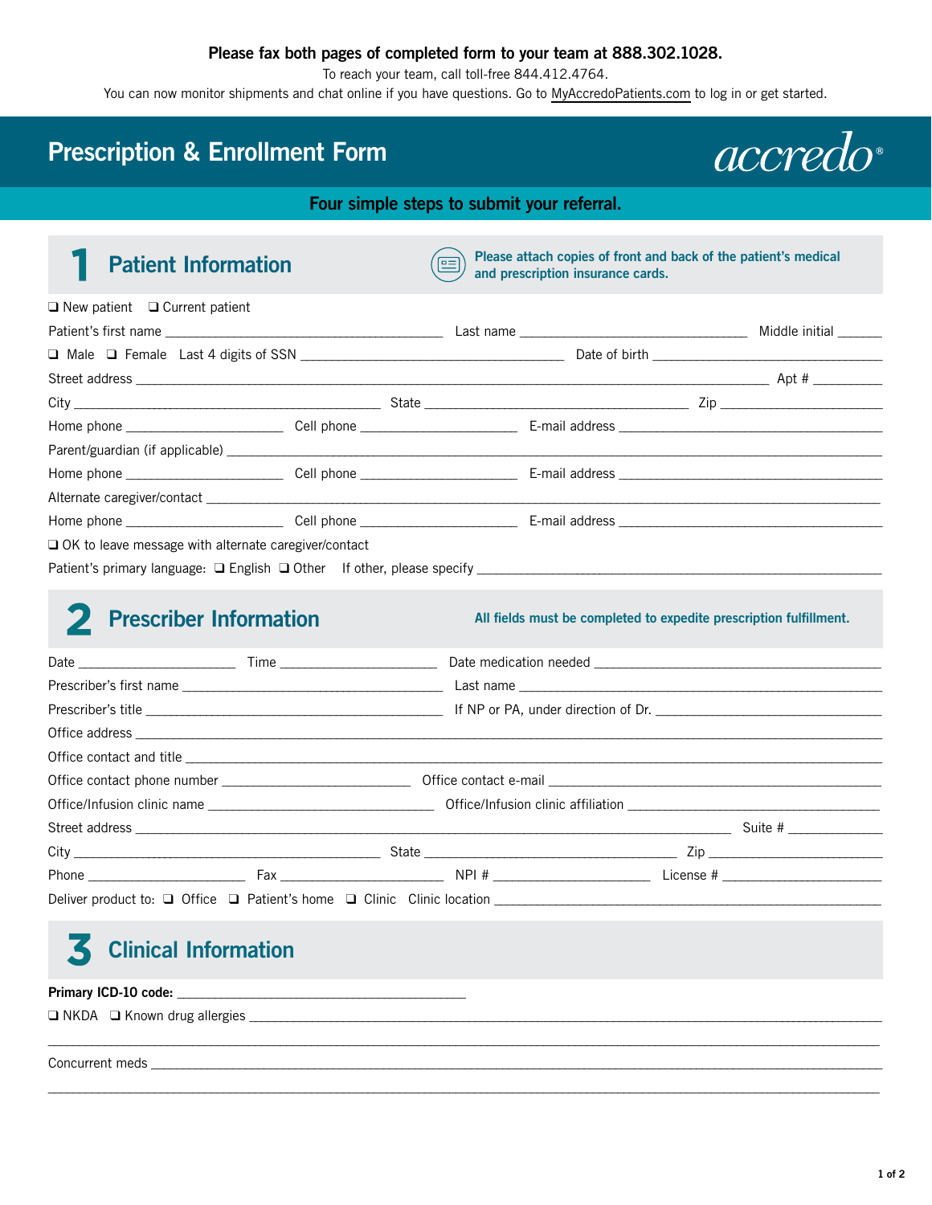**Please fax both pages of completed form to your team at 888.302.1028.**

To reach your team, call toll-free 844.412.4764.

You can now monitor shipments and chat online if you have questions. Go to MyAccredoPatients.com to log in or get started.

# Prescription & Enrollment Form

accredo®

**Four simple steps to submit your referral.**

## 1 Patient Information

**Please attach copies of front and back of the patient's medical and prescription insurance cards.**

❑ New patient ❑ Current patient

Patient's first name ______________________ Last name ______________________ Middle initial ______

❑ Male ❑ Female Last 4 digits of SSN ______________________ Date of birth ______________________

Street address ______________________________________________ Apt # __________

City ______________________ State ______________________ Zip ______________________

Home phone ______________ Cell phone ______________ E-mail address ______________________

Parent/guardian (if applicable) ______________________________________________

Home phone ______________ Cell phone ______________ E-mail address ______________________

Alternate caregiver/contact ______________________________________________

Home phone ______________ Cell phone ______________ E-mail address ______________________

❑ OK to leave message with alternate caregiver/contact

Patient's primary language: ❑ English ❑ Other If other, please specify ______________________

## 2 Prescriber Information

**All fields must be completed to expedite prescription fulfillment.**

Date ______________ Time ______________ Date medication needed ______________________

Prescriber's first name ______________________ Last name ______________________

Prescriber's title ______________________ If NP or PA, under direction of Dr. ______________________

Office address ______________________________________________

Office contact and title ______________________________________________

Office contact phone number ______________________ Office contact e-mail ______________________

Office/Infusion clinic name ______________________ Office/Infusion clinic affiliation ______________________

Street address ______________________________________________ Suite # ______________

City ______________________ State ______________________ Zip ______________________

Phone ______________ Fax ______________ NPI # ______________ License # ______________

Deliver product to: ❑ Office ❑ Patient's home ❑ Clinic Clinic location ______________________

## 3 Clinical Information

**Primary ICD-10 code:** ______________________

❑ NKDA ❑ Known drug allergies ______________________________________________

______________________________________________

Concurrent meds ______________________________________________

______________________________________________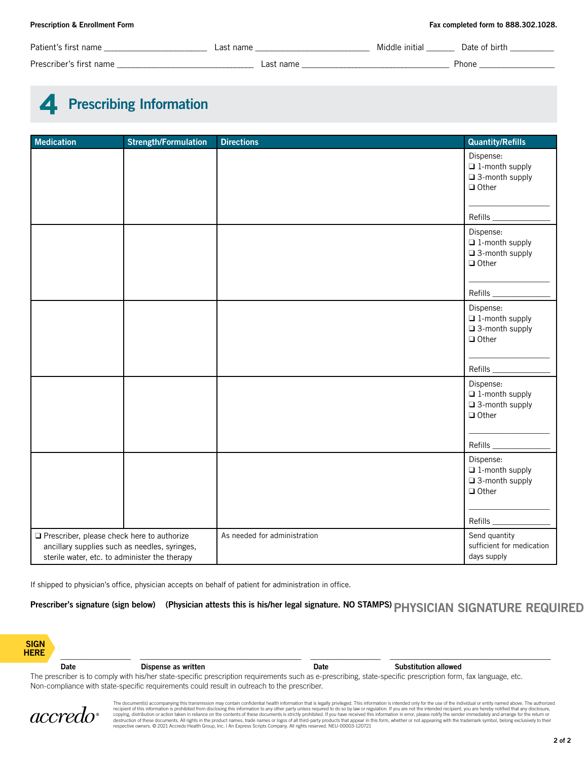**Prescription & Enrollment Form** **Fax completed form to 888.302.1028.**

Patient's first name ______________________ Last name ________________________ Middle initial ______ Date of birth __________

Prescriber's first name ______________________________ Last name ________________________________ Phone ________________

## 4 Prescribing Information

| Medication | Strength/Formulation | Directions | Quantity/Refills |
|---|---|---|---|
| | | | Dispense: ❑ 1-month supply ❑ 3-month supply ❑ Other ________________ Refills ____________ |
| | | | Dispense: ❑ 1-month supply ❑ 3-month supply ❑ Other ________________ Refills ____________ |
| | | | Dispense: ❑ 1-month supply ❑ 3-month supply ❑ Other ________________ Refills ____________ |
| | | | Dispense: ❑ 1-month supply ❑ 3-month supply ❑ Other ________________ Refills ____________ |
| | | | Dispense: ❑ 1-month supply ❑ 3-month supply ❑ Other ________________ Refills ____________ |
| ❑ Prescriber, please check here to authorize ancillary supplies such as needles, syringes, sterile water, etc. to administer the therapy | | As needed for administration | Send quantity sufficient for medication days supply |

If shipped to physician's office, physician accepts on behalf of patient for administration in office.

**Prescriber's signature (sign below) (Physician attests this is his/her legal signature. NO STAMPS)** **PHYSICIAN SIGNATURE REQUIRED**

**SIGN HERE**

______________ ______________________________ ______________ ______________________________

**Date** **Dispense as written** **Date** **Substitution allowed**

The prescriber is to comply with his/her state-specific prescription requirements such as e-prescribing, state-specific prescription form, fax language, etc. Non-compliance with state-specific requirements could result in outreach to the prescriber.

accredo®

The document(s) accompanying this transmission may contain confidential health information that is legally privileged. This information is intended only for the use of the individual or entity named above. The authorized recipient of this information is prohibited from disclosing this information to any other party unless required to do so by law or regulation. If you are not the intended recipient, you are hereby notified that any disclosure, copying, distribution or action taken in reliance on the contents of these documents is strictly prohibited. If you have received this information in error, please notify the sender immediately and arrange for the return or destruction of these documents. All rights in the product names, trade names or logos of all third-party products that appear in this form, whether or not appearing with the trademark symbol, belong exclusively to their respective owners. © 2021 Accredo Health Group, Inc. | An Express Scripts Company. All rights reserved. NEU-00003-120721